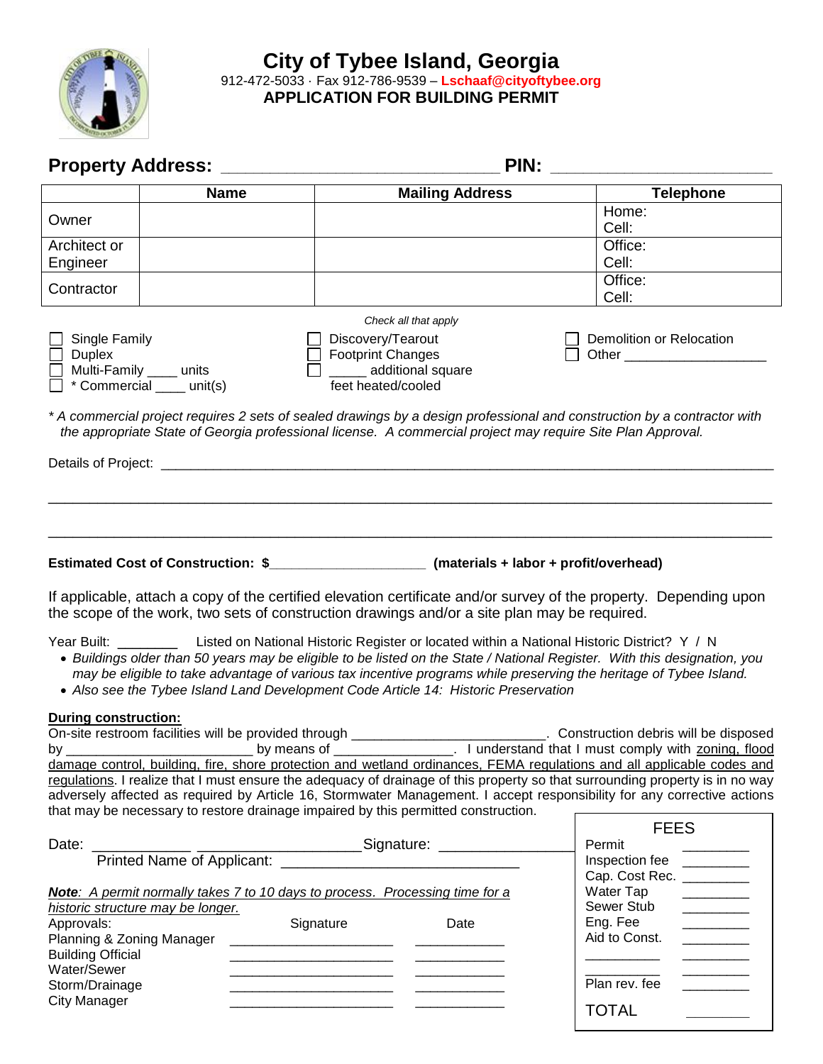# City of Tybee Island, Georgia

912-472-5033 · Fax 912-786-9539 – Lschaaf@cityoftybee.org

**APPLICATION FOR BUILDING PERMIT**

**Property Address:** ______________________________ **PIN:** ________________________

| | Name | Mailing Address | Telephone |
|---|---|---|---|
| Owner | | | Home:<br>Cell: |
| Architect or Engineer | | | Office:<br>Cell: |
| Contractor | | | Office:<br>Cell: |

*Check all that apply*

- ☐ Single Family
- ☐ Duplex
- ☐ Multi-Family ____ units
- ☐ * Commercial ____ unit(s)
- ☐ Discovery/Tearout
- ☐ Footprint Changes
- ☐ _____ additional square feet heated/cooled
- ☐ Demolition or Relocation
- ☐ Other ____________________

*\* A commercial project requires 2 sets of sealed drawings by a design professional and construction by a contractor with the appropriate State of Georgia professional license. A commercial project may require Site Plan Approval.*

Details of Project: ________________________________________________________________________

______________________________________________________________________________________

______________________________________________________________________________________

**Estimated Cost of Construction: $_____________________ (materials + labor + profit/overhead)**

If applicable, attach a copy of the certified elevation certificate and/or survey of the property. Depending upon the scope of the work, two sets of construction drawings and/or a site plan may be required.

Year Built: ________ Listed on National Historic Register or located within a National Historic District? Y / N

- *Buildings older than 50 years may be eligible to be listed on the State / National Register. With this designation, you may be eligible to take advantage of various tax incentive programs while preserving the heritage of Tybee Island.*
- *Also see the Tybee Island Land Development Code Article 14: Historic Preservation*

**During construction:**

On-site restroom facilities will be provided through __________________________. Construction debris will be disposed by _________________________ by means of ________________. I understand that I must comply with zoning, flood damage control, building, fire, shore protection and wetland ordinances, FEMA regulations and all applicable codes and regulations. I realize that I must ensure the adequacy of drainage of this property so that surrounding property is in no way adversely affected as required by Article 16, Stormwater Management. I accept responsibility for any corrective actions that may be necessary to restore drainage impaired by this permitted construction.

Date: ____________ ____________________Signature: ________________

Printed Name of Applicant: ______________________________

***Note**: A permit normally takes 7 to 10 days to process. Processing time for a historic structure may be longer.*

| Approvals: | Signature | Date |
|---|---|---|
| Planning & Zoning Manager | ____________________ | ___________ |
| Building Official | ____________________ | ___________ |
| Water/Sewer | ____________________ | ___________ |
| Storm/Drainage | ____________________ | ___________ |
| City Manager | ____________________ | ___________ |

| FEES | |
|---|---|
| Permit | ________ |
| Inspection fee | ________ |
| Cap. Cost Rec. | ________ |
| Water Tap | ________ |
| Sewer Stub | ________ |
| Eng. Fee | ________ |
| Aid to Const. | ________ |
| __________ | ________ |
| __________ | ________ |
| Plan rev. fee | ________ |
| TOTAL | ________ |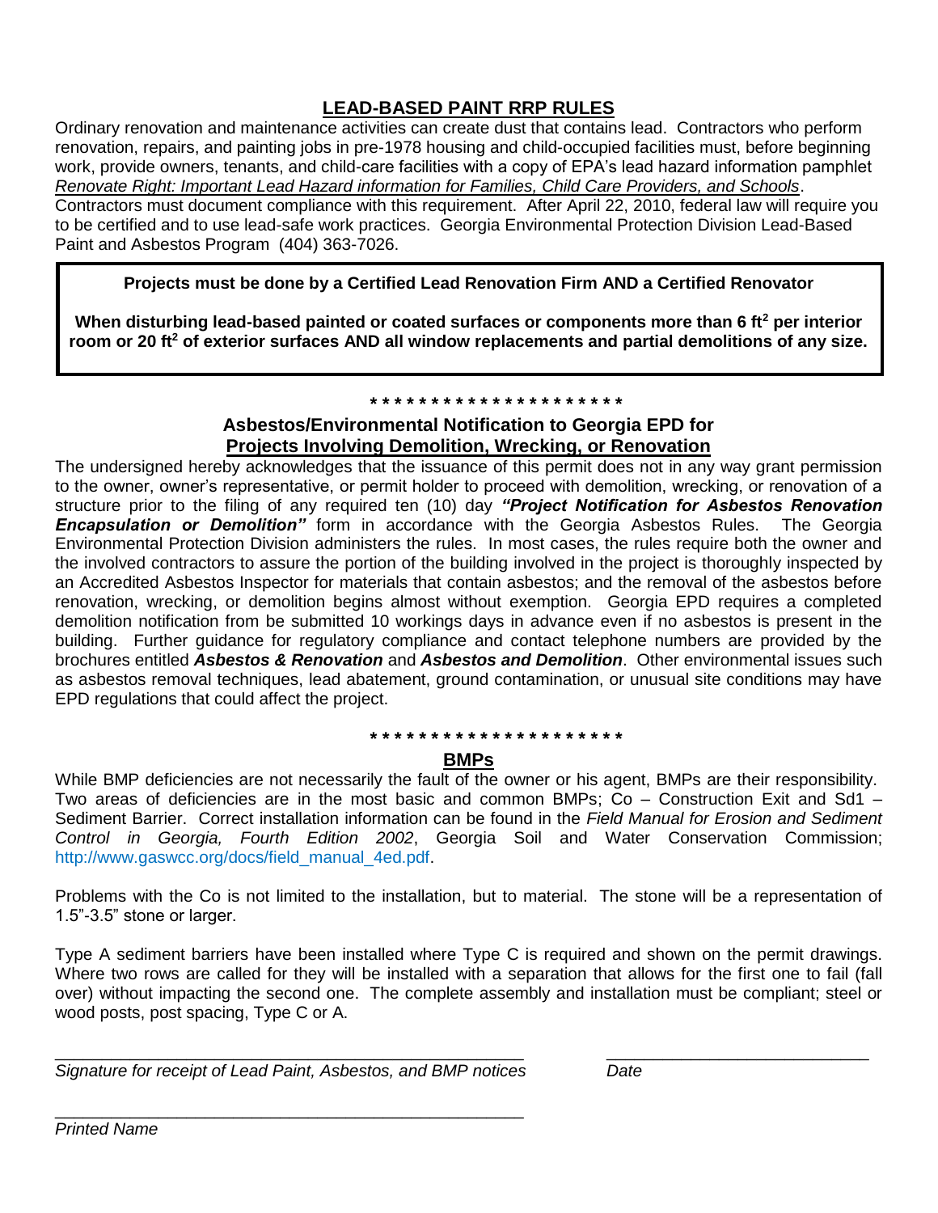## LEAD-BASED PAINT RRP RULES

Ordinary renovation and maintenance activities can create dust that contains lead. Contractors who perform renovation, repairs, and painting jobs in pre-1978 housing and child-occupied facilities must, before beginning work, provide owners, tenants, and child-care facilities with a copy of EPA's lead hazard information pamphlet *Renovate Right: Important Lead Hazard information for Families, Child Care Providers, and Schools*. Contractors must document compliance with this requirement. After April 22, 2010, federal law will require you to be certified and to use lead-safe work practices. Georgia Environmental Protection Division Lead-Based Paint and Asbestos Program (404) 363-7026.

> **Projects must be done by a Certified Lead Renovation Firm AND a Certified Renovator**
>
> **When disturbing lead-based painted or coated surfaces or components more than 6 $ft^2$ per interior room or 20 $ft^2$ of exterior surfaces AND all window replacements and partial demolitions of any size.**

\* \* \* \* \* \* \* \* \* \* \* \* \* \* \* \* \* \* \* \* \*

## Asbestos/Environmental Notification to Georgia EPD for Projects Involving Demolition, Wrecking, or Renovation

The undersigned hereby acknowledges that the issuance of this permit does not in any way grant permission to the owner, owner's representative, or permit holder to proceed with demolition, wrecking, or renovation of a structure prior to the filing of any required ten (10) day ***"Project Notification for Asbestos Renovation Encapsulation or Demolition"*** form in accordance with the Georgia Asbestos Rules. The Georgia Environmental Protection Division administers the rules. In most cases, the rules require both the owner and the involved contractors to assure the portion of the building involved in the project is thoroughly inspected by an Accredited Asbestos Inspector for materials that contain asbestos; and the removal of the asbestos before renovation, wrecking, or demolition begins almost without exemption. Georgia EPD requires a completed demolition notification from be submitted 10 workings days in advance even if no asbestos is present in the building. Further guidance for regulatory compliance and contact telephone numbers are provided by the brochures entitled ***Asbestos & Renovation*** and ***Asbestos and Demolition***. Other environmental issues such as asbestos removal techniques, lead abatement, ground contamination, or unusual site conditions may have EPD regulations that could affect the project.

\* \* \* \* \* \* \* \* \* \* \* \* \* \* \* \* \* \* \* \* \*

## BMPs

While BMP deficiencies are not necessarily the fault of the owner or his agent, BMPs are their responsibility. Two areas of deficiencies are in the most basic and common BMPs; Co – Construction Exit and Sd1 – Sediment Barrier. Correct installation information can be found in the *Field Manual for Erosion and Sediment Control in Georgia, Fourth Edition 2002*, Georgia Soil and Water Conservation Commission; http://www.gaswcc.org/docs/field_manual_4ed.pdf.

Problems with the Co is not limited to the installation, but to material. The stone will be a representation of 1.5"-3.5" stone or larger.

Type A sediment barriers have been installed where Type C is required and shown on the permit drawings. Where two rows are called for they will be installed with a separation that allows for the first one to fail (fall over) without impacting the second one. The complete assembly and installation must be compliant; steel or wood posts, post spacing, Type C or A.

_______________________________________________ &nbsp;&nbsp;&nbsp;&nbsp; ___________________________

*Signature for receipt of Lead Paint, Asbestos, and BMP notices* &nbsp;&nbsp;&nbsp;&nbsp; *Date*

_______________________________________________

*Printed Name*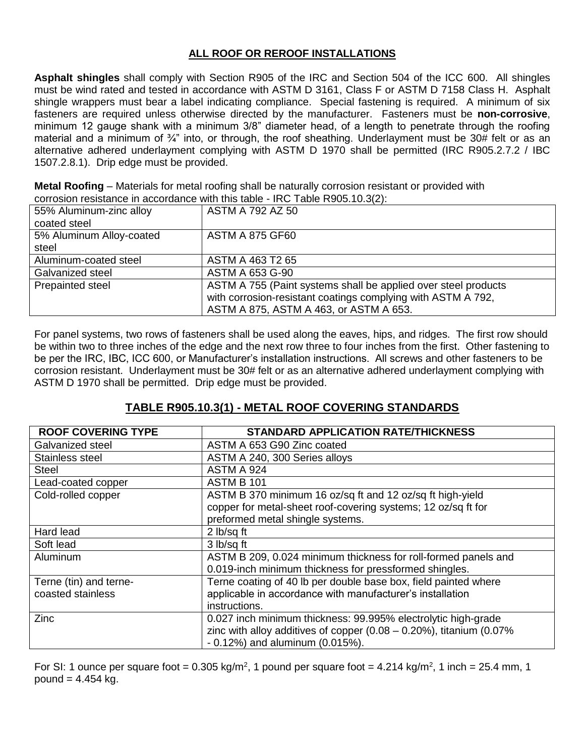## ALL ROOF OR REROOF INSTALLATIONS

**Asphalt shingles** shall comply with Section R905 of the IRC and Section 504 of the ICC 600. All shingles must be wind rated and tested in accordance with ASTM D 3161, Class F or ASTM D 7158 Class H. Asphalt shingle wrappers must bear a label indicating compliance. Special fastening is required. A minimum of six fasteners are required unless otherwise directed by the manufacturer. Fasteners must be **non-corrosive**, minimum 12 gauge shank with a minimum 3/8" diameter head, of a length to penetrate through the roofing material and a minimum of ¾" into, or through, the roof sheathing. Underlayment must be 30# felt or as an alternative adhered underlayment complying with ASTM D 1970 shall be permitted (IRC R905.2.7.2 / IBC 1507.2.8.1). Drip edge must be provided.

**Metal Roofing** – Materials for metal roofing shall be naturally corrosion resistant or provided with corrosion resistance in accordance with this table - IRC Table R905.10.3(2):

| | |
|---|---|
| 55% Aluminum-zinc alloy coated steel | ASTM A 792 AZ 50 |
| 5% Aluminum Alloy-coated steel | ASTM A 875 GF60 |
| Aluminum-coated steel | ASTM A 463 T2 65 |
| Galvanized steel | ASTM A 653 G-90 |
| Prepainted steel | ASTM A 755 (Paint systems shall be applied over steel products with corrosion-resistant coatings complying with ASTM A 792, ASTM A 875, ASTM A 463, or ASTM A 653. |

For panel systems, two rows of fasteners shall be used along the eaves, hips, and ridges. The first row should be within two to three inches of the edge and the next row three to four inches from the first. Other fastening to be per the IRC, IBC, ICC 600, or Manufacturer's installation instructions. All screws and other fasteners to be corrosion resistant. Underlayment must be 30# felt or as an alternative adhered underlayment complying with ASTM D 1970 shall be permitted. Drip edge must be provided.

## TABLE R905.10.3(1) - METAL ROOF COVERING STANDARDS

| ROOF COVERING TYPE | STANDARD APPLICATION RATE/THICKNESS |
|---|---|
| Galvanized steel | ASTM A 653 G90 Zinc coated |
| Stainless steel | ASTM A 240, 300 Series alloys |
| Steel | ASTM A 924 |
| Lead-coated copper | ASTM B 101 |
| Cold-rolled copper | ASTM B 370 minimum 16 oz/sq ft and 12 oz/sq ft high-yield copper for metal-sheet roof-covering systems; 12 oz/sq ft for preformed metal shingle systems. |
| Hard lead | 2 lb/sq ft |
| Soft lead | 3 lb/sq ft |
| Aluminum | ASTM B 209, 0.024 minimum thickness for roll-formed panels and 0.019-inch minimum thickness for pressformed shingles. |
| Terne (tin) and terne-coasted stainless | Terne coating of 40 lb per double base box, field painted where applicable in accordance with manufacturer's installation instructions. |
| Zinc | 0.027 inch minimum thickness: 99.995% electrolytic high-grade zinc with alloy additives of copper (0.08 – 0.20%), titanium (0.07% - 0.12%) and aluminum (0.015%). |

For SI: 1 ounce per square foot = 0.305 kg/m$^2$, 1 pound per square foot = 4.214 kg/m$^2$, 1 inch = 25.4 mm, 1 pound = 4.454 kg.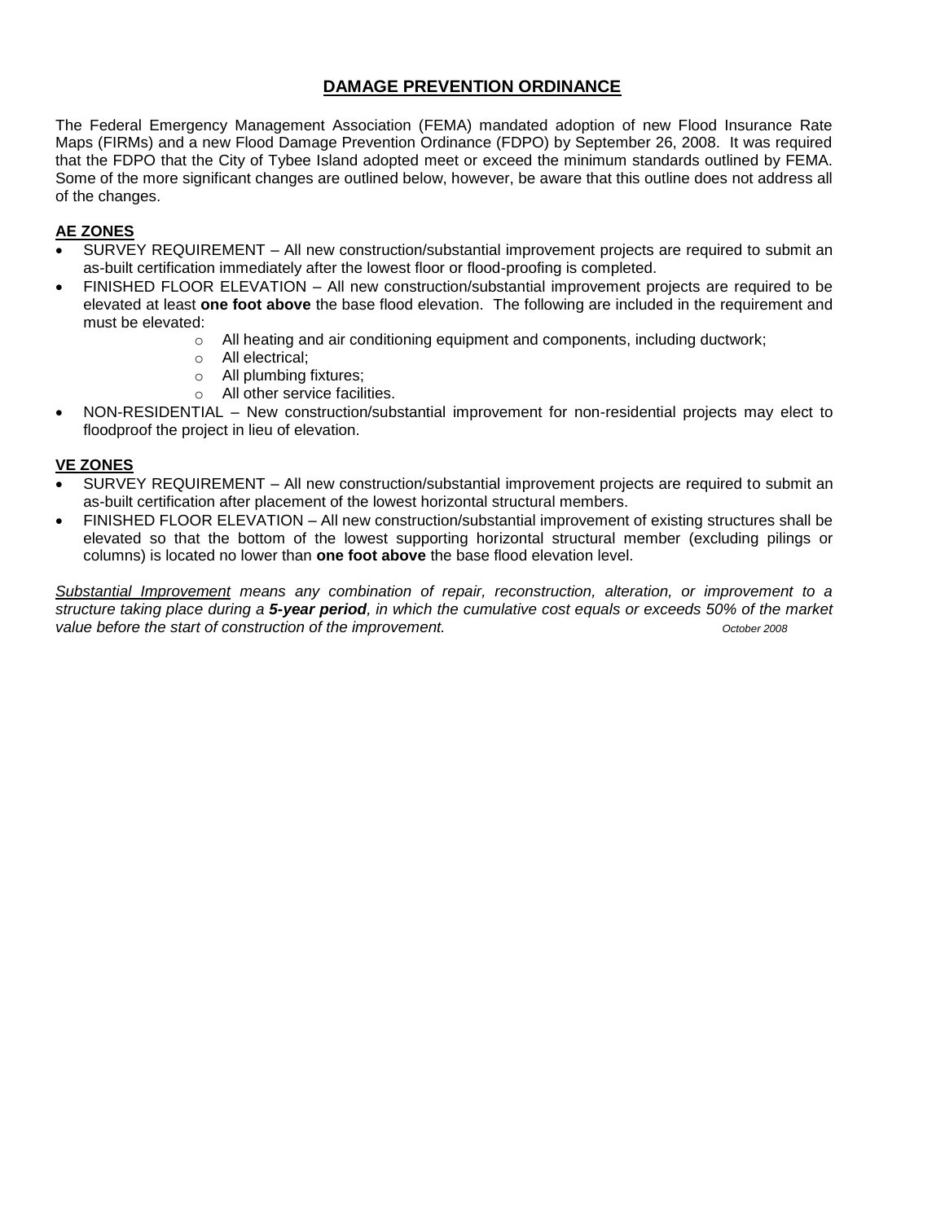# DAMAGE PREVENTION ORDINANCE

The Federal Emergency Management Association (FEMA) mandated adoption of new Flood Insurance Rate Maps (FIRMs) and a new Flood Damage Prevention Ordinance (FDPO) by September 26, 2008. It was required that the FDPO that the City of Tybee Island adopted meet or exceed the minimum standards outlined by FEMA. Some of the more significant changes are outlined below, however, be aware that this outline does not address all of the changes.

## AE ZONES

- SURVEY REQUIREMENT – All new construction/substantial improvement projects are required to submit an as-built certification immediately after the lowest floor or flood-proofing is completed.
- FINISHED FLOOR ELEVATION – All new construction/substantial improvement projects are required to be elevated at least **one foot above** the base flood elevation. The following are included in the requirement and must be elevated:
  - All heating and air conditioning equipment and components, including ductwork;
  - All electrical;
  - All plumbing fixtures;
  - All other service facilities.
- NON-RESIDENTIAL – New construction/substantial improvement for non-residential projects may elect to floodproof the project in lieu of elevation.

## VE ZONES

- SURVEY REQUIREMENT – All new construction/substantial improvement projects are required to submit an as-built certification after placement of the lowest horizontal structural members.
- FINISHED FLOOR ELEVATION – All new construction/substantial improvement of existing structures shall be elevated so that the bottom of the lowest supporting horizontal structural member (excluding pilings or columns) is located no lower than **one foot above** the base flood elevation level.

*Substantial Improvement means any combination of repair, reconstruction, alteration, or improvement to a structure taking place during a **5-year period**, in which the cumulative cost equals or exceeds 50% of the market value before the start of construction of the improvement.*

*October 2008*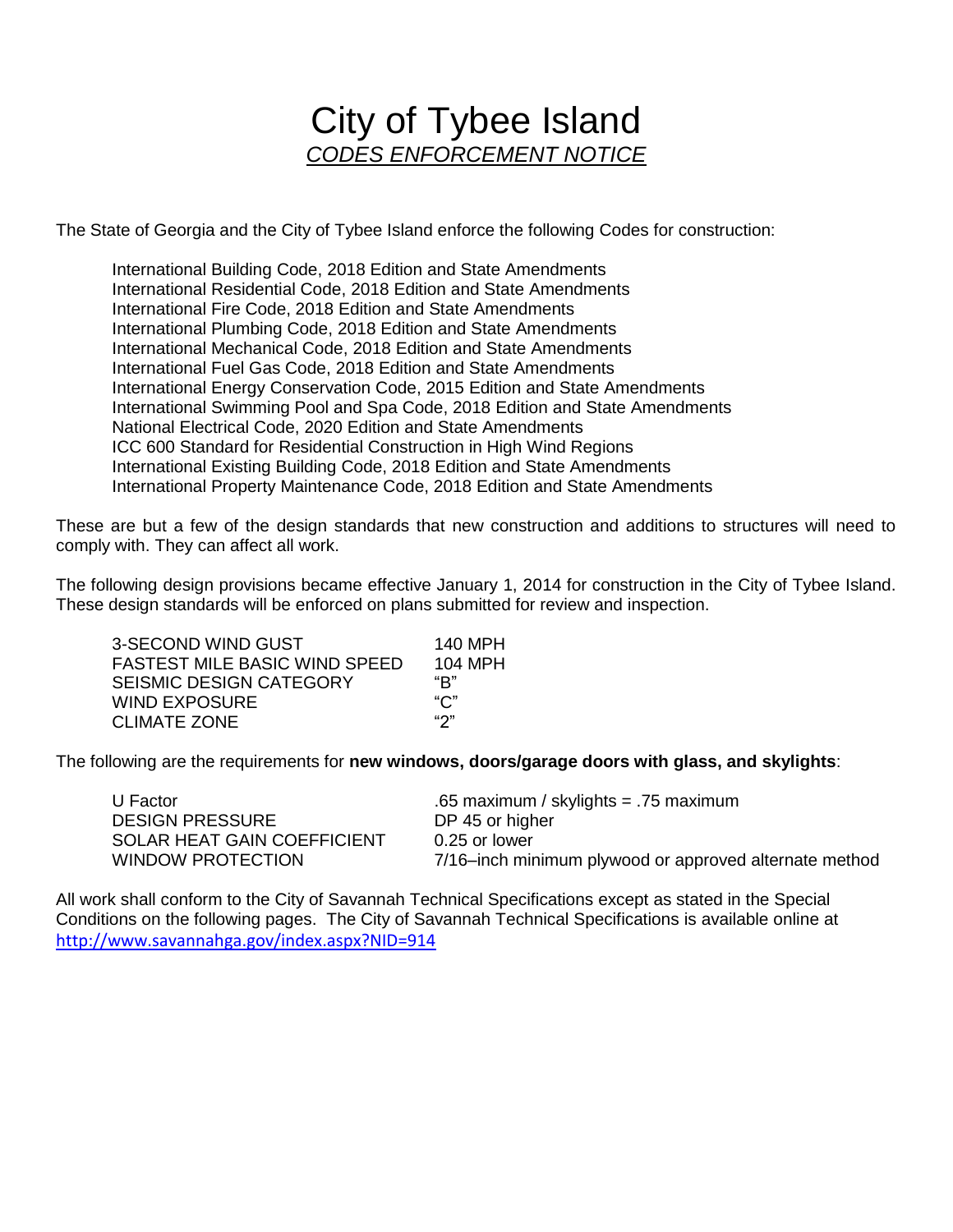# City of Tybee Island

## *CODES ENFORCEMENT NOTICE*

The State of Georgia and the City of Tybee Island enforce the following Codes for construction:

- International Building Code, 2018 Edition and State Amendments
- International Residential Code, 2018 Edition and State Amendments
- International Fire Code, 2018 Edition and State Amendments
- International Plumbing Code, 2018 Edition and State Amendments
- International Mechanical Code, 2018 Edition and State Amendments
- International Fuel Gas Code, 2018 Edition and State Amendments
- International Energy Conservation Code, 2015 Edition and State Amendments
- International Swimming Pool and Spa Code, 2018 Edition and State Amendments
- National Electrical Code, 2020 Edition and State Amendments
- ICC 600 Standard for Residential Construction in High Wind Regions
- International Existing Building Code, 2018 Edition and State Amendments
- International Property Maintenance Code, 2018 Edition and State Amendments

These are but a few of the design standards that new construction and additions to structures will need to comply with. They can affect all work.

The following design provisions became effective January 1, 2014 for construction in the City of Tybee Island. These design standards will be enforced on plans submitted for review and inspection.

| | |
|---|---|
| 3-SECOND WIND GUST | 140 MPH |
| FASTEST MILE BASIC WIND SPEED | 104 MPH |
| SEISMIC DESIGN CATEGORY | "B" |
| WIND EXPOSURE | "C" |
| CLIMATE ZONE | "2" |

The following are the requirements for **new windows, doors/garage doors with glass, and skylights**:

| | |
|---|---|
| U Factor | .65 maximum / skylights = .75 maximum |
| DESIGN PRESSURE | DP 45 or higher |
| SOLAR HEAT GAIN COEFFICIENT | 0.25 or lower |
| WINDOW PROTECTION | 7/16–inch minimum plywood or approved alternate method |

All work shall conform to the City of Savannah Technical Specifications except as stated in the Special Conditions on the following pages. The City of Savannah Technical Specifications is available online at http://www.savannahga.gov/index.aspx?NID=914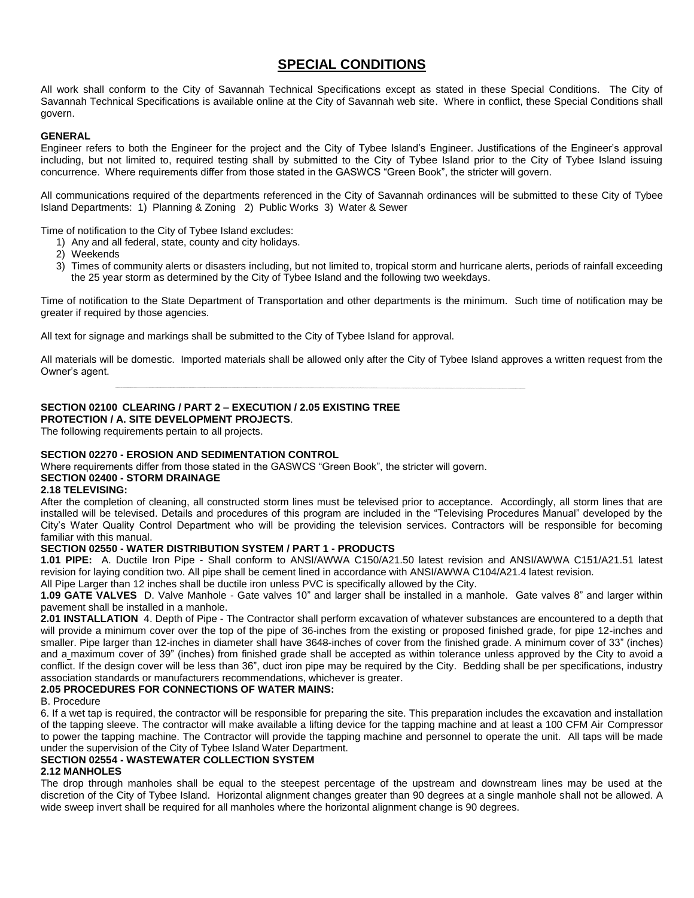# SPECIAL CONDITIONS

All work shall conform to the City of Savannah Technical Specifications except as stated in these Special Conditions. The City of Savannah Technical Specifications is available online at the City of Savannah web site. Where in conflict, these Special Conditions shall govern.

**GENERAL**

Engineer refers to both the Engineer for the project and the City of Tybee Island's Engineer. Justifications of the Engineer's approval including, but not limited to, required testing shall by submitted to the City of Tybee Island prior to the City of Tybee Island issuing concurrence. Where requirements differ from those stated in the GASWCS "Green Book", the stricter will govern.

All communications required of the departments referenced in the City of Savannah ordinances will be submitted to these City of Tybee Island Departments: 1) Planning & Zoning 2) Public Works 3) Water & Sewer

Time of notification to the City of Tybee Island excludes:

1) Any and all federal, state, county and city holidays.
2) Weekends
3) Times of community alerts or disasters including, but not limited to, tropical storm and hurricane alerts, periods of rainfall exceeding the 25 year storm as determined by the City of Tybee Island and the following two weekdays.

Time of notification to the State Department of Transportation and other departments is the minimum. Such time of notification may be greater if required by those agencies.

All text for signage and markings shall be submitted to the City of Tybee Island for approval.

All materials will be domestic. Imported materials shall be allowed only after the City of Tybee Island approves a written request from the Owner's agent.

---

**SECTION 02100 CLEARING / PART 2 – EXECUTION / 2.05 EXISTING TREE PROTECTION / A. SITE DEVELOPMENT PROJECTS**.

The following requirements pertain to all projects.

**SECTION 02270 - EROSION AND SEDIMENTATION CONTROL**

Where requirements differ from those stated in the GASWCS "Green Book", the stricter will govern.

**SECTION 02400 - STORM DRAINAGE**

**2.18 TELEVISING:**

After the completion of cleaning, all constructed storm lines must be televised prior to acceptance. Accordingly, all storm lines that are installed will be televised. Details and procedures of this program are included in the "Televising Procedures Manual" developed by the City's Water Quality Control Department who will be providing the television services. Contractors will be responsible for becoming familiar with this manual.

**SECTION 02550 - WATER DISTRIBUTION SYSTEM / PART 1 - PRODUCTS**

**1.01 PIPE:** A. Ductile Iron Pipe - Shall conform to ANSI/AWWA C150/A21.50 latest revision and ANSI/AWWA C151/A21.51 latest revision for laying condition two. All pipe shall be cement lined in accordance with ANSI/AWWA C104/A21.4 latest revision.

All Pipe Larger than 12 inches shall be ductile iron unless PVC is specifically allowed by the City.

**1.09 GATE VALVES** D. Valve Manhole - Gate valves 10" and larger shall be installed in a manhole. Gate valves 8" and larger within pavement shall be installed in a manhole.

**2.01 INSTALLATION** 4. Depth of Pipe - The Contractor shall perform excavation of whatever substances are encountered to a depth that will provide a minimum cover over the top of the pipe of 36-inches from the existing or proposed finished grade, for pipe 12-inches and smaller. Pipe larger than 12-inches in diameter shall have 36~~48~~ inches of cover from the finished grade. A minimum cover of 33" (inches) and a maximum cover of 39" (inches) from finished grade shall be accepted as within tolerance unless approved by the City to avoid a conflict. If the design cover will be less than 36", duct iron pipe may be required by the City. Bedding shall be per specifications, industry association standards or manufacturers recommendations, whichever is greater.

**2.05 PROCEDURES FOR CONNECTIONS OF WATER MAINS:**

B. Procedure

6. If a wet tap is required, the contractor will be responsible for preparing the site. This preparation includes the excavation and installation of the tapping sleeve. The contractor will make available a lifting device for the tapping machine and at least a 100 CFM Air Compressor to power the tapping machine. The Contractor will provide the tapping machine and personnel to operate the unit. All taps will be made under the supervision of the City of Tybee Island Water Department.

**SECTION 02554 - WASTEWATER COLLECTION SYSTEM**

**2.12 MANHOLES**

The drop through manholes shall be equal to the steepest percentage of the upstream and downstream lines may be used at the discretion of the City of Tybee Island. Horizontal alignment changes greater than 90 degrees at a single manhole shall not be allowed. A wide sweep invert shall be required for all manholes where the horizontal alignment change is 90 degrees.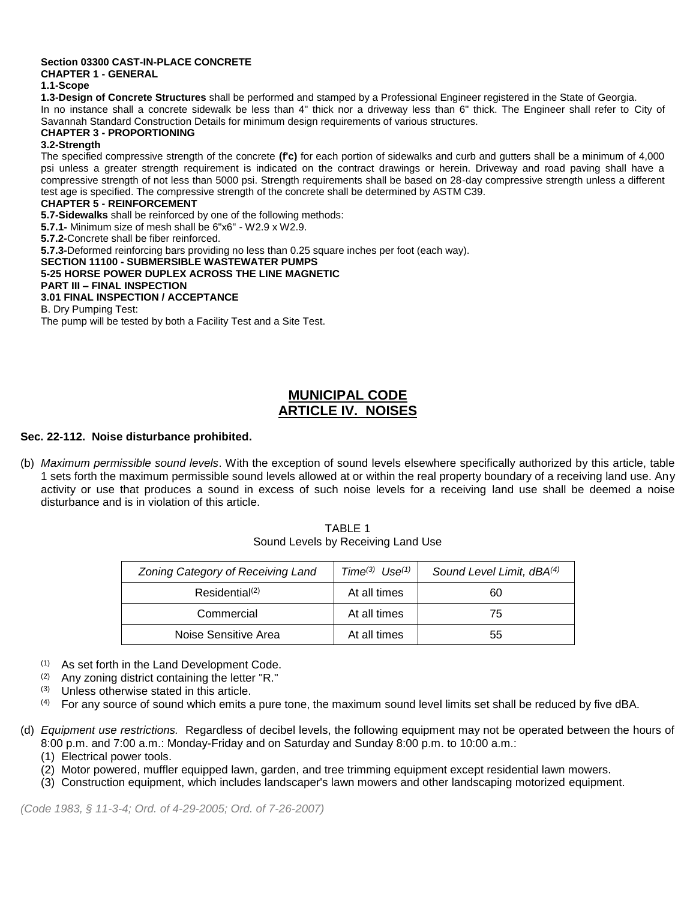**Section 03300 CAST-IN-PLACE CONCRETE**
**CHAPTER 1 - GENERAL**
**1.1-Scope**

**1.3-Design of Concrete Structures** shall be performed and stamped by a Professional Engineer registered in the State of Georgia.
In no instance shall a concrete sidewalk be less than 4" thick nor a driveway less than 6" thick. The Engineer shall refer to City of Savannah Standard Construction Details for minimum design requirements of various structures.

**CHAPTER 3 - PROPORTIONING**
**3.2-Strength**

The specified compressive strength of the concrete **(f'c)** for each portion of sidewalks and curb and gutters shall be a minimum of 4,000 psi unless a greater strength requirement is indicated on the contract drawings or herein. Driveway and road paving shall have a compressive strength of not less than 5000 psi. Strength requirements shall be based on 28-day compressive strength unless a different test age is specified. The compressive strength of the concrete shall be determined by ASTM C39.

**CHAPTER 5 - REINFORCEMENT**

**5.7-Sidewalks** shall be reinforced by one of the following methods:
**5.7.1-** Minimum size of mesh shall be 6"x6" - W2.9 x W2.9.
**5.7.2-**Concrete shall be fiber reinforced.
**5.7.3-**Deformed reinforcing bars providing no less than 0.25 square inches per foot (each way).

**SECTION 11100 - SUBMERSIBLE WASTEWATER PUMPS**
**5-25 HORSE POWER DUPLEX ACROSS THE LINE MAGNETIC**
**PART III – FINAL INSPECTION**
**3.01 FINAL INSPECTION / ACCEPTANCE**

B. Dry Pumping Test:
The pump will be tested by both a Facility Test and a Site Test.

# MUNICIPAL CODE
# ARTICLE IV. NOISES

**Sec. 22-112. Noise disturbance prohibited.**

(b) *Maximum permissible sound levels*. With the exception of sound levels elsewhere specifically authorized by this article, table 1 sets forth the maximum permissible sound levels allowed at or within the real property boundary of a receiving land use. Any activity or use that produces a sound in excess of such noise levels for a receiving land use shall be deemed a noise disturbance and is in violation of this article.

TABLE 1
Sound Levels by Receiving Land Use

| *Zoning Category of Receiving Land* | *Time[3] Use[1]* | *Sound Level Limit, dBA[4]* |
|---|---|---|
| Residential[2] | At all times | 60 |
| Commercial | At all times | 75 |
| Noise Sensitive Area | At all times | 55 |

[1] As set forth in the Land Development Code.
[2] Any zoning district containing the letter "R."
[3] Unless otherwise stated in this article.
[4] For any source of sound which emits a pure tone, the maximum sound level limits set shall be reduced by five dBA.

(d) *Equipment use restrictions.* Regardless of decibel levels, the following equipment may not be operated between the hours of 8:00 p.m. and 7:00 a.m.: Monday-Friday and on Saturday and Sunday 8:00 p.m. to 10:00 a.m.:
(1) Electrical power tools.
(2) Motor powered, muffler equipped lawn, garden, and tree trimming equipment except residential lawn mowers.
(3) Construction equipment, which includes landscaper's lawn mowers and other landscaping motorized equipment.

*(Code 1983, § 11-3-4; Ord. of 4-29-2005; Ord. of 7-26-2007)*